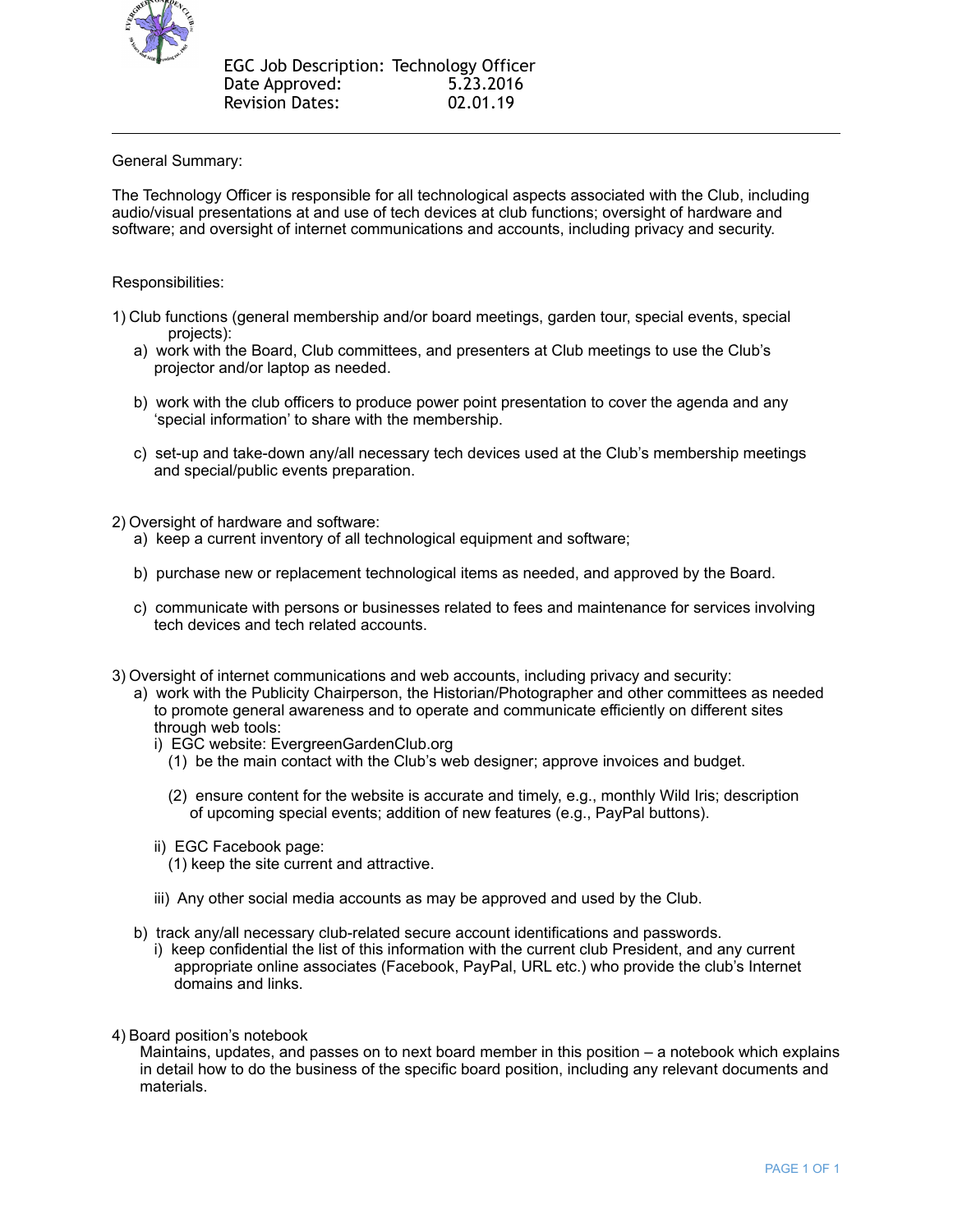EGC Job Description: Technology Officer
Date Approved: 5.23.2016
Revision Dates: 02.01.19

---

General Summary:

The Technology Officer is responsible for all technological aspects associated with the Club, including audio/visual presentations at and use of tech devices at club functions; oversight of hardware and software; and oversight of internet communications and accounts, including privacy and security.

Responsibilities:

1) Club functions (general membership and/or board meetings, garden tour, special events, special projects):
   a) work with the Board, Club committees, and presenters at Club meetings to use the Club's projector and/or laptop as needed.

   b) work with the club officers to produce power point presentation to cover the agenda and any 'special information' to share with the membership.

   c) set-up and take-down any/all necessary tech devices used at the Club's membership meetings and special/public events preparation.

2) Oversight of hardware and software:
   a) keep a current inventory of all technological equipment and software;

   b) purchase new or replacement technological items as needed, and approved by the Board.

   c) communicate with persons or businesses related to fees and maintenance for services involving tech devices and tech related accounts.

3) Oversight of internet communications and web accounts, including privacy and security:
   a) work with the Publicity Chairperson, the Historian/Photographer and other committees as needed to promote general awareness and to operate and communicate efficiently on different sites through web tools:
      i) EGC website: EvergreenGardenClub.org
         (1) be the main contact with the Club's web designer; approve invoices and budget.

         (2) ensure content for the website is accurate and timely, e.g., monthly Wild Iris; description of upcoming special events; addition of new features (e.g., PayPal buttons).

      ii) EGC Facebook page:
         (1) keep the site current and attractive.

      iii) Any other social media accounts as may be approved and used by the Club.

   b) track any/all necessary club-related secure account identifications and passwords.
      i) keep confidential the list of this information with the current club President, and any current appropriate online associates (Facebook, PayPal, URL etc.) who provide the club's Internet domains and links.

4) Board position's notebook
   Maintains, updates, and passes on to next board member in this position – a notebook which explains in detail how to do the business of the specific board position, including any relevant documents and materials.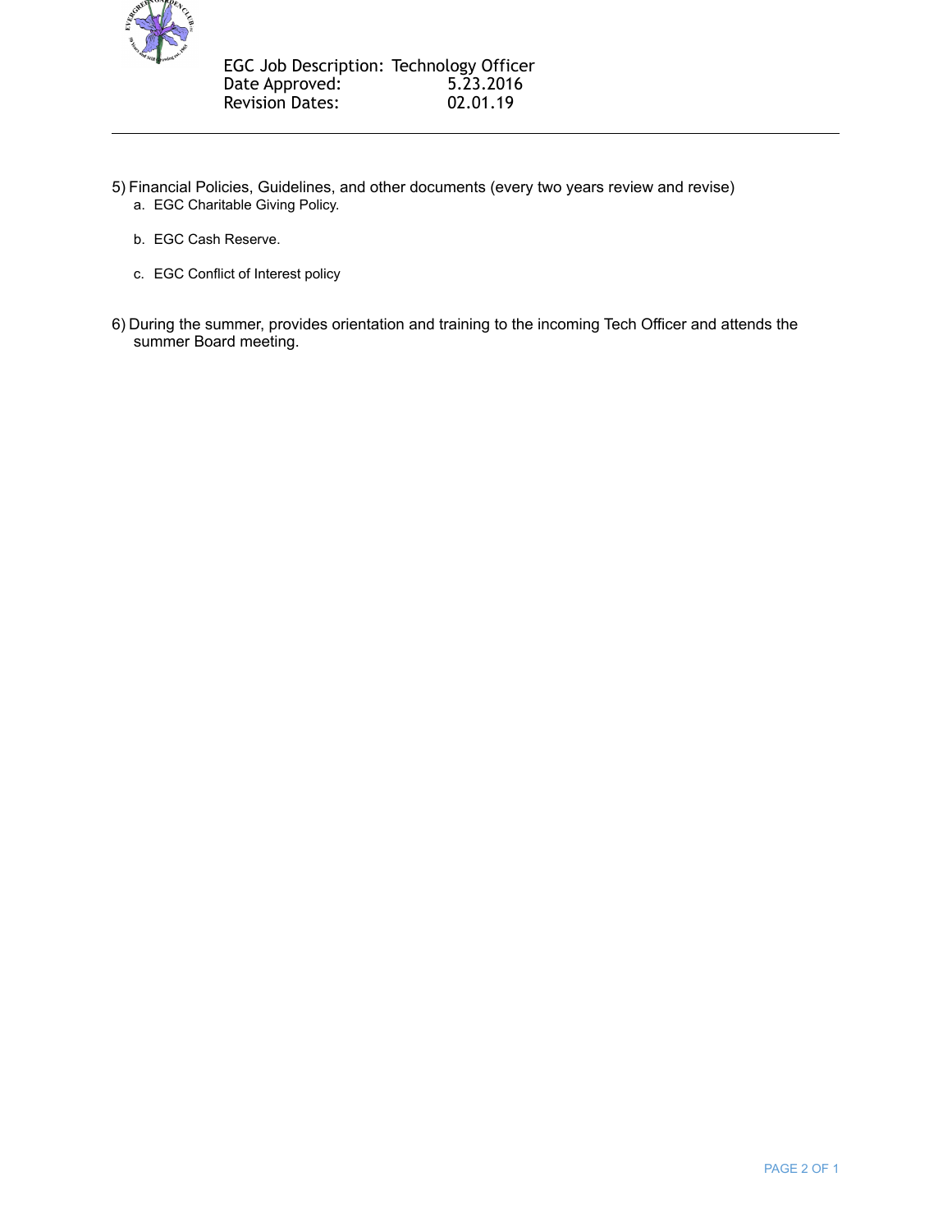5) Financial Policies, Guidelines, and other documents (every two years review and revise)
   a. EGC Charitable Giving Policy.
   b. EGC Cash Reserve.
   c. EGC Conflict of Interest policy

6) During the summer, provides orientation and training to the incoming Tech Officer and attends the summer Board meeting.